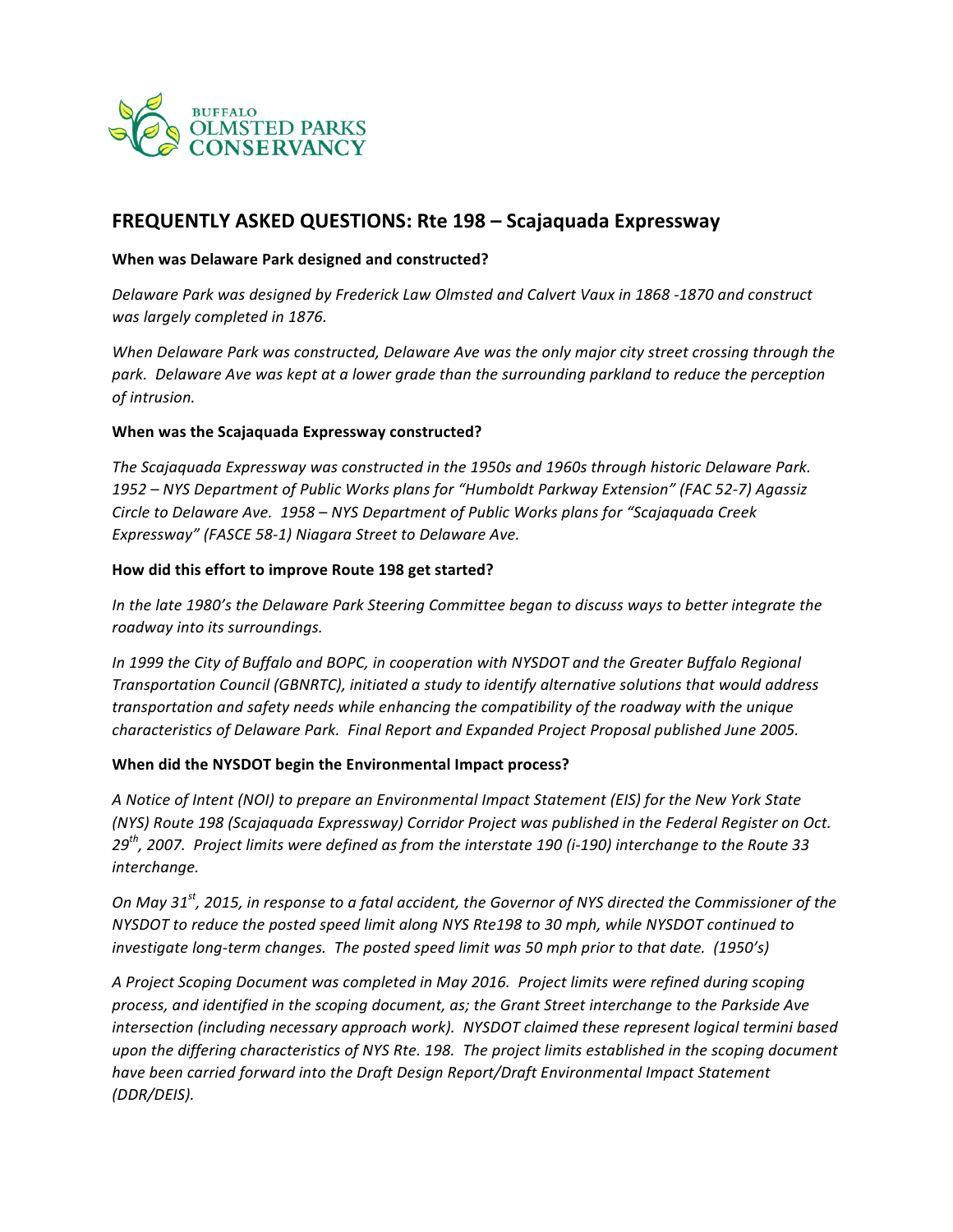BUFFALO
OLMSTED PARKS
CONSERVANCY

## FREQUENTLY ASKED QUESTIONS: Rte 198 – Scajaquada Expressway

**When was Delaware Park designed and constructed?**

*Delaware Park was designed by Frederick Law Olmsted and Calvert Vaux in 1868 -1870 and construct was largely completed in 1876.*

*When Delaware Park was constructed, Delaware Ave was the only major city street crossing through the park. Delaware Ave was kept at a lower grade than the surrounding parkland to reduce the perception of intrusion.*

**When was the Scajaquada Expressway constructed?**

*The Scajaquada Expressway was constructed in the 1950s and 1960s through historic Delaware Park. 1952 – NYS Department of Public Works plans for "Humboldt Parkway Extension" (FAC 52-7) Agassiz Circle to Delaware Ave. 1958 – NYS Department of Public Works plans for "Scajaquada Creek Expressway" (FASCE 58-1) Niagara Street to Delaware Ave.*

**How did this effort to improve Route 198 get started?**

*In the late 1980's the Delaware Park Steering Committee began to discuss ways to better integrate the roadway into its surroundings.*

*In 1999 the City of Buffalo and BOPC, in cooperation with NYSDOT and the Greater Buffalo Regional Transportation Council (GBNRTC), initiated a study to identify alternative solutions that would address transportation and safety needs while enhancing the compatibility of the roadway with the unique characteristics of Delaware Park. Final Report and Expanded Project Proposal published June 2005.*

**When did the NYSDOT begin the Environmental Impact process?**

*A Notice of Intent (NOI) to prepare an Environmental Impact Statement (EIS) for the New York State (NYS) Route 198 (Scajaquada Expressway) Corridor Project was published in the Federal Register on Oct. 29th, 2007. Project limits were defined as from the interstate 190 (i-190) interchange to the Route 33 interchange.*

*On May 31st, 2015, in response to a fatal accident, the Governor of NYS directed the Commissioner of the NYSDOT to reduce the posted speed limit along NYS Rte198 to 30 mph, while NYSDOT continued to investigate long-term changes. The posted speed limit was 50 mph prior to that date. (1950's)*

*A Project Scoping Document was completed in May 2016. Project limits were refined during scoping process, and identified in the scoping document, as; the Grant Street interchange to the Parkside Ave intersection (including necessary approach work). NYSDOT claimed these represent logical termini based upon the differing characteristics of NYS Rte. 198. The project limits established in the scoping document have been carried forward into the Draft Design Report/Draft Environmental Impact Statement (DDR/DEIS).*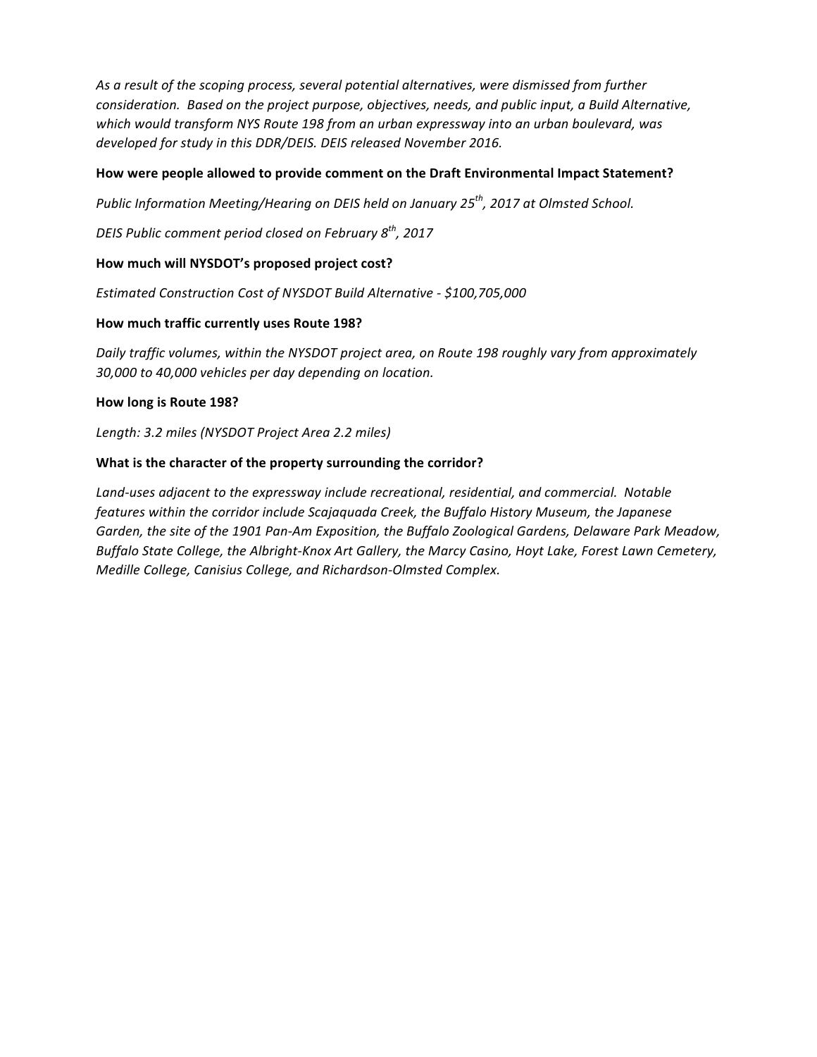*As a result of the scoping process, several potential alternatives, were dismissed from further consideration. Based on the project purpose, objectives, needs, and public input, a Build Alternative, which would transform NYS Route 198 from an urban expressway into an urban boulevard, was developed for study in this DDR/DEIS. DEIS released November 2016.*

**How were people allowed to provide comment on the Draft Environmental Impact Statement?**

*Public Information Meeting/Hearing on DEIS held on January 25th, 2017 at Olmsted School.*

*DEIS Public comment period closed on February 8th, 2017*

**How much will NYSDOT's proposed project cost?**

*Estimated Construction Cost of NYSDOT Build Alternative - $100,705,000*

**How much traffic currently uses Route 198?**

*Daily traffic volumes, within the NYSDOT project area, on Route 198 roughly vary from approximately 30,000 to 40,000 vehicles per day depending on location.*

**How long is Route 198?**

*Length: 3.2 miles (NYSDOT Project Area 2.2 miles)*

**What is the character of the property surrounding the corridor?**

*Land-uses adjacent to the expressway include recreational, residential, and commercial. Notable features within the corridor include Scajaquada Creek, the Buffalo History Museum, the Japanese Garden, the site of the 1901 Pan-Am Exposition, the Buffalo Zoological Gardens, Delaware Park Meadow, Buffalo State College, the Albright-Knox Art Gallery, the Marcy Casino, Hoyt Lake, Forest Lawn Cemetery, Medille College, Canisius College, and Richardson-Olmsted Complex.*